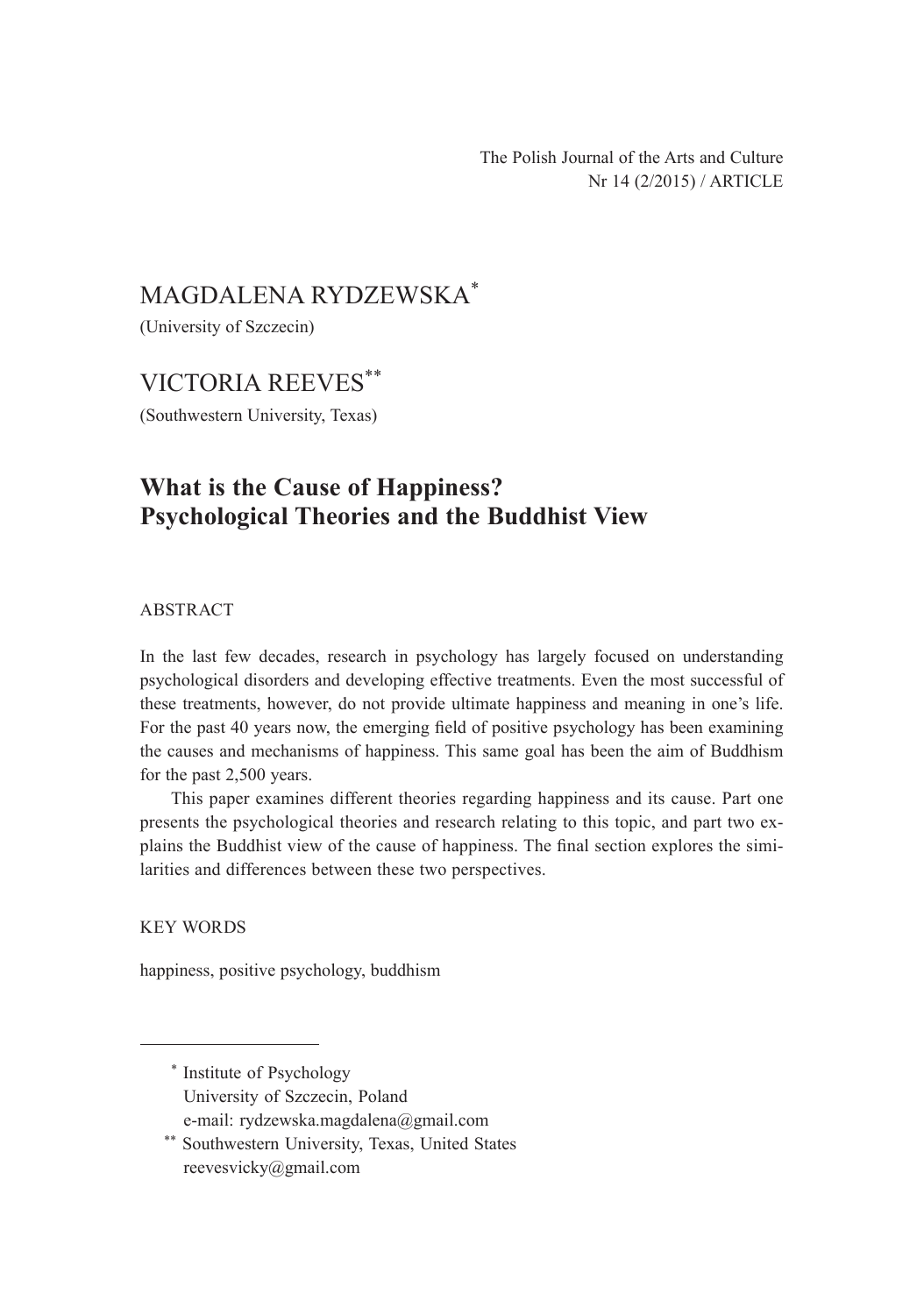The Polish Journal of the Arts and Culture
Nr 14 (2/2015) / ARTICLE

MAGDALENA RYDZEWSKA*
(University of Szczecin)

VICTORIA REEVES**
(Southwestern University, Texas)

# What is the Cause of Happiness? Psychological Theories and the Buddhist View

ABSTRACT

In the last few decades, research in psychology has largely focused on understanding psychological disorders and developing effective treatments. Even the most successful of these treatments, however, do not provide ultimate happiness and meaning in one's life. For the past 40 years now, the emerging field of positive psychology has been examining the causes and mechanisms of happiness. This same goal has been the aim of Buddhism for the past 2,500 years.

This paper examines different theories regarding happiness and its cause. Part one presents the psychological theories and research relating to this topic, and part two explains the Buddhist view of the cause of happiness. The final section explores the similarities and differences between these two perspectives.

KEY WORDS

happiness, positive psychology, buddhism

---

* Institute of Psychology
University of Szczecin, Poland
e-mail: rydzewska.magdalena@gmail.com

** Southwestern University, Texas, United States
reevesvicky@gmail.com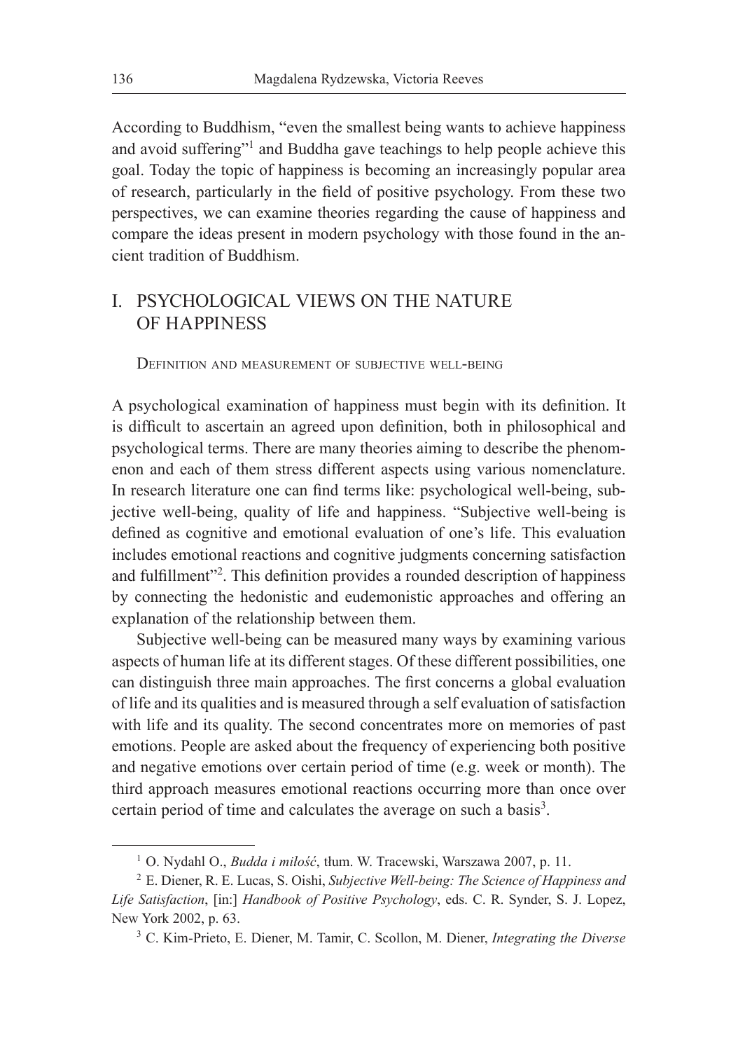According to Buddhism, "even the smallest being wants to achieve happiness and avoid suffering"[1] and Buddha gave teachings to help people achieve this goal. Today the topic of happiness is becoming an increasingly popular area of research, particularly in the field of positive psychology. From these two perspectives, we can examine theories regarding the cause of happiness and compare the ideas present in modern psychology with those found in the ancient tradition of Buddhism.

## I. PSYCHOLOGICAL VIEWS ON THE NATURE OF HAPPINESS

### Definition and measurement of subjective well-being

A psychological examination of happiness must begin with its definition. It is difficult to ascertain an agreed upon definition, both in philosophical and psychological terms. There are many theories aiming to describe the phenomenon and each of them stress different aspects using various nomenclature. In research literature one can find terms like: psychological well-being, subjective well-being, quality of life and happiness. "Subjective well-being is defined as cognitive and emotional evaluation of one's life. This evaluation includes emotional reactions and cognitive judgments concerning satisfaction and fulfillment"[2]. This definition provides a rounded description of happiness by connecting the hedonistic and eudemonistic approaches and offering an explanation of the relationship between them.

Subjective well-being can be measured many ways by examining various aspects of human life at its different stages. Of these different possibilities, one can distinguish three main approaches. The first concerns a global evaluation of life and its qualities and is measured through a self evaluation of satisfaction with life and its quality. The second concentrates more on memories of past emotions. People are asked about the frequency of experiencing both positive and negative emotions over certain period of time (e.g. week or month). The third approach measures emotional reactions occurring more than once over certain period of time and calculates the average on such a basis[3].

---

[1] O. Nydahl O., *Budda i miłość*, tłum. W. Tracewski, Warszawa 2007, p. 11.

[2] E. Diener, R. E. Lucas, S. Oishi, *Subjective Well-being: The Science of Happiness and Life Satisfaction*, [in:] *Handbook of Positive Psychology*, eds. C. R. Synder, S. J. Lopez, New York 2002, p. 63.

[3] C. Kim-Prieto, E. Diener, M. Tamir, C. Scollon, M. Diener, *Integrating the Diverse*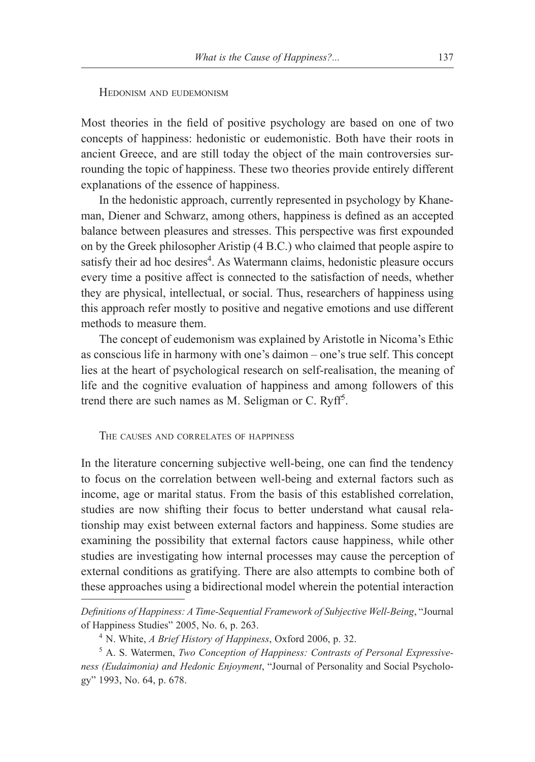## Hedonism and eudemonism

Most theories in the field of positive psychology are based on one of two concepts of happiness: hedonistic or eudemonistic. Both have their roots in ancient Greece, and are still today the object of the main controversies surrounding the topic of happiness. These two theories provide entirely different explanations of the essence of happiness.

In the hedonistic approach, currently represented in psychology by Khaneman, Diener and Schwarz, among others, happiness is defined as an accepted balance between pleasures and stresses. This perspective was first expounded on by the Greek philosopher Aristip (4 B.C.) who claimed that people aspire to satisfy their ad hoc desires[4]. As Watermann claims, hedonistic pleasure occurs every time a positive affect is connected to the satisfaction of needs, whether they are physical, intellectual, or social. Thus, researchers of happiness using this approach refer mostly to positive and negative emotions and use different methods to measure them.

The concept of eudemonism was explained by Aristotle in Nicoma's Ethic as conscious life in harmony with one's daimon – one's true self. This concept lies at the heart of psychological research on self-realisation, the meaning of life and the cognitive evaluation of happiness and among followers of this trend there are such names as M. Seligman or C. Ryff[5].

## The causes and correlates of happiness

In the literature concerning subjective well-being, one can find the tendency to focus on the correlation between well-being and external factors such as income, age or marital status. From the basis of this established correlation, studies are now shifting their focus to better understand what causal relationship may exist between external factors and happiness. Some studies are examining the possibility that external factors cause happiness, while other studies are investigating how internal processes may cause the perception of external conditions as gratifying. There are also attempts to combine both of these approaches using a bidirectional model wherein the potential interaction

---

*Definitions of Happiness: A Time-Sequential Framework of Subjective Well-Being*, "Journal of Happiness Studies" 2005, No. 6, p. 263.

[4] N. White, *A Brief History of Happiness*, Oxford 2006, p. 32.

[5] A. S. Watermen, *Two Conception of Happiness: Contrasts of Personal Expressiveness (Eudaimonia) and Hedonic Enjoyment*, "Journal of Personality and Social Psychology" 1993, No. 64, p. 678.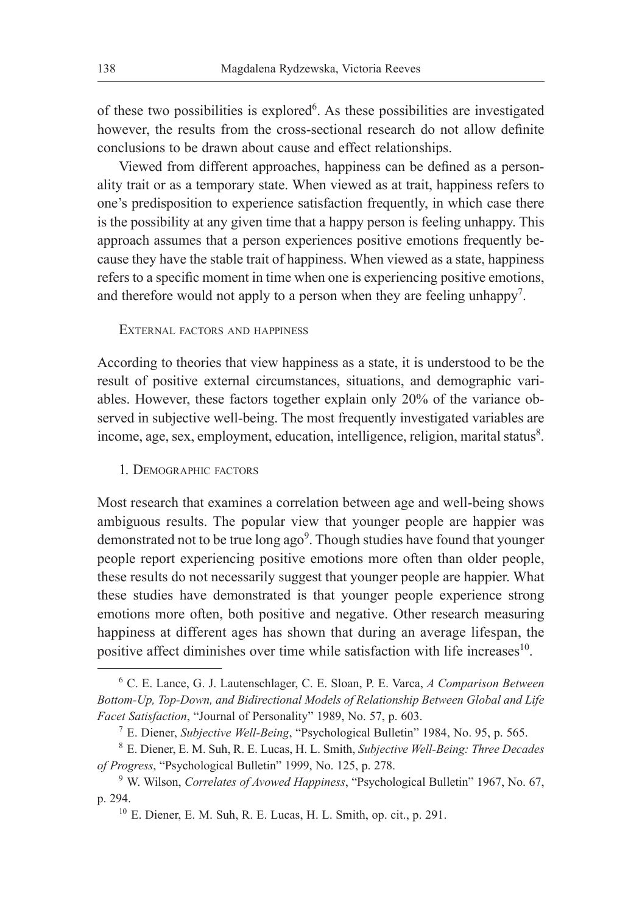of these two possibilities is explored[6]. As these possibilities are investigated however, the results from the cross-sectional research do not allow definite conclusions to be drawn about cause and effect relationships.

Viewed from different approaches, happiness can be defined as a personality trait or as a temporary state. When viewed as at trait, happiness refers to one's predisposition to experience satisfaction frequently, in which case there is the possibility at any given time that a happy person is feeling unhappy. This approach assumes that a person experiences positive emotions frequently because they have the stable trait of happiness. When viewed as a state, happiness refers to a specific moment in time when one is experiencing positive emotions, and therefore would not apply to a person when they are feeling unhappy[7].

## External factors and happiness

According to theories that view happiness as a state, it is understood to be the result of positive external circumstances, situations, and demographic variables. However, these factors together explain only 20% of the variance observed in subjective well-being. The most frequently investigated variables are income, age, sex, employment, education, intelligence, religion, marital status[8].

### 1. Demographic factors

Most research that examines a correlation between age and well-being shows ambiguous results. The popular view that younger people are happier was demonstrated not to be true long ago[9]. Though studies have found that younger people report experiencing positive emotions more often than older people, these results do not necessarily suggest that younger people are happier. What these studies have demonstrated is that younger people experience strong emotions more often, both positive and negative. Other research measuring happiness at different ages has shown that during an average lifespan, the positive affect diminishes over time while satisfaction with life increases[10].

---

[6] C. E. Lance, G. J. Lautenschlager, C. E. Sloan, P. E. Varca, *A Comparison Between Bottom-Up, Top-Down, and Bidirectional Models of Relationship Between Global and Life Facet Satisfaction*, "Journal of Personality" 1989, No. 57, p. 603.

[7] E. Diener, *Subjective Well-Being*, "Psychological Bulletin" 1984, No. 95, p. 565.

[8] E. Diener, E. M. Suh, R. E. Lucas, H. L. Smith, *Subjective Well-Being: Three Decades of Progress*, "Psychological Bulletin" 1999, No. 125, p. 278.

[9] W. Wilson, *Correlates of Avowed Happiness*, "Psychological Bulletin" 1967, No. 67, p. 294.

[10] E. Diener, E. M. Suh, R. E. Lucas, H. L. Smith, op. cit., p. 291.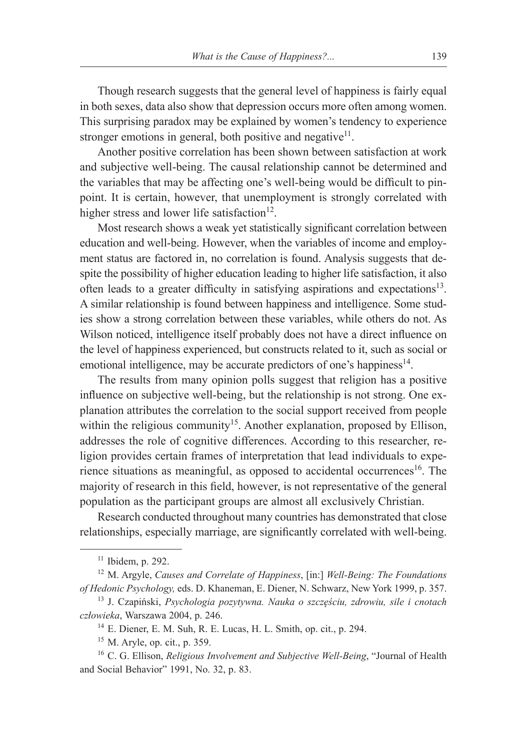Though research suggests that the general level of happiness is fairly equal in both sexes, data also show that depression occurs more often among women. This surprising paradox may be explained by women's tendency to experience stronger emotions in general, both positive and negative[11].

Another positive correlation has been shown between satisfaction at work and subjective well-being. The causal relationship cannot be determined and the variables that may be affecting one's well-being would be difficult to pinpoint. It is certain, however, that unemployment is strongly correlated with higher stress and lower life satisfaction[12].

Most research shows a weak yet statistically significant correlation between education and well-being. However, when the variables of income and employment status are factored in, no correlation is found. Analysis suggests that despite the possibility of higher education leading to higher life satisfaction, it also often leads to a greater difficulty in satisfying aspirations and expectations[13]. A similar relationship is found between happiness and intelligence. Some studies show a strong correlation between these variables, while others do not. As Wilson noticed, intelligence itself probably does not have a direct influence on the level of happiness experienced, but constructs related to it, such as social or emotional intelligence, may be accurate predictors of one's happiness[14].

The results from many opinion polls suggest that religion has a positive influence on subjective well-being, but the relationship is not strong. One explanation attributes the correlation to the social support received from people within the religious community[15]. Another explanation, proposed by Ellison, addresses the role of cognitive differences. According to this researcher, religion provides certain frames of interpretation that lead individuals to experience situations as meaningful, as opposed to accidental occurrences[16]. The majority of research in this field, however, is not representative of the general population as the participant groups are almost all exclusively Christian.

Research conducted throughout many countries has demonstrated that close relationships, especially marriage, are significantly correlated with well-being.

---

[11] Ibidem, p. 292.

[12] M. Argyle, *Causes and Correlate of Happiness*, [in:] *Well-Being: The Foundations of Hedonic Psychology,* eds. D. Khaneman, E. Diener, N. Schwarz, New York 1999, p. 357.

[13] J. Czapiński, *Psychologia pozytywna. Nauka o szczęściu, zdrowiu, sile i cnotach człowieka*, Warszawa 2004, p. 246.

[14] E. Diener, E. M. Suh, R. E. Lucas, H. L. Smith, op. cit., p. 294.

[15] M. Aryle, op. cit., p. 359.

[16] C. G. Ellison, *Religious Involvement and Subjective Well-Being*, "Journal of Health and Social Behavior" 1991, No. 32, p. 83.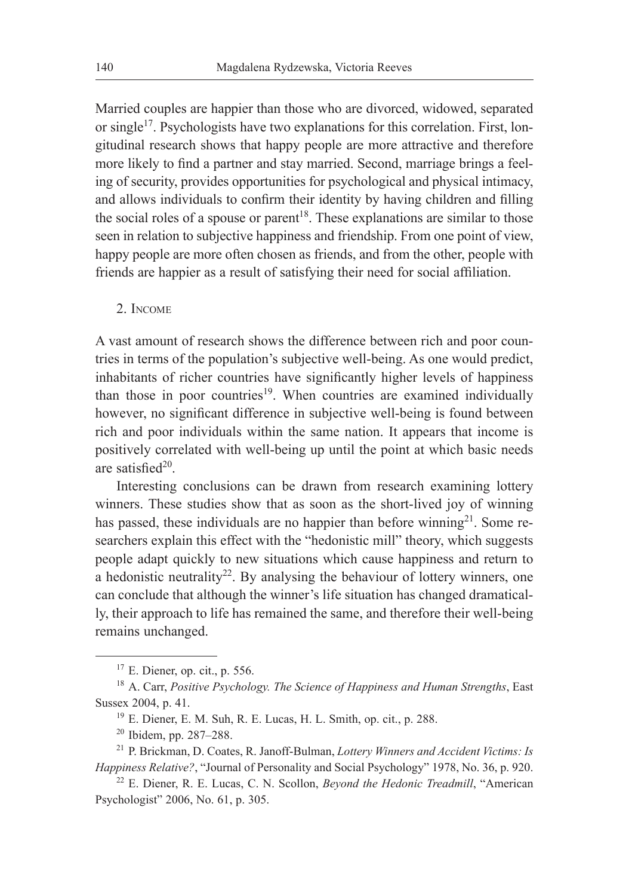Married couples are happier than those who are divorced, widowed, separated or single[17]. Psychologists have two explanations for this correlation. First, longitudinal research shows that happy people are more attractive and therefore more likely to find a partner and stay married. Second, marriage brings a feeling of security, provides opportunities for psychological and physical intimacy, and allows individuals to confirm their identity by having children and filling the social roles of a spouse or parent[18]. These explanations are similar to those seen in relation to subjective happiness and friendship. From one point of view, happy people are more often chosen as friends, and from the other, people with friends are happier as a result of satisfying their need for social affiliation.

## 2. Income

A vast amount of research shows the difference between rich and poor countries in terms of the population's subjective well-being. As one would predict, inhabitants of richer countries have significantly higher levels of happiness than those in poor countries[19]. When countries are examined individually however, no significant difference in subjective well-being is found between rich and poor individuals within the same nation. It appears that income is positively correlated with well-being up until the point at which basic needs are satisfied[20].

Interesting conclusions can be drawn from research examining lottery winners. These studies show that as soon as the short-lived joy of winning has passed, these individuals are no happier than before winning[21]. Some researchers explain this effect with the "hedonistic mill" theory, which suggests people adapt quickly to new situations which cause happiness and return to a hedonistic neutrality[22]. By analysing the behaviour of lottery winners, one can conclude that although the winner's life situation has changed dramatically, their approach to life has remained the same, and therefore their well-being remains unchanged.

---

[17] E. Diener, op. cit., p. 556.

[18] A. Carr, *Positive Psychology. The Science of Happiness and Human Strengths*, East Sussex 2004, p. 41.

[19] E. Diener, E. M. Suh, R. E. Lucas, H. L. Smith, op. cit., p. 288.

[20] Ibidem, pp. 287–288.

[21] P. Brickman, D. Coates, R. Janoff-Bulman, *Lottery Winners and Accident Victims: Is Happiness Relative?*, "Journal of Personality and Social Psychology" 1978, No. 36, p. 920.

[22] E. Diener, R. E. Lucas, C. N. Scollon, *Beyond the Hedonic Treadmill*, "American Psychologist" 2006, No. 61, p. 305.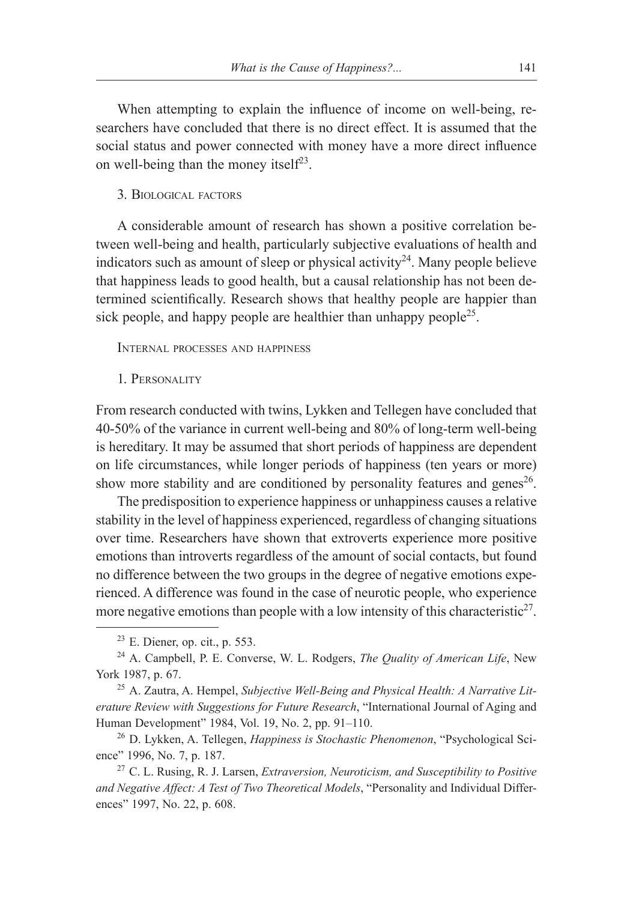When attempting to explain the influence of income on well-being, researchers have concluded that there is no direct effect. It is assumed that the social status and power connected with money have a more direct influence on well-being than the money itself[23].

### 3. Biological factors

A considerable amount of research has shown a positive correlation between well-being and health, particularly subjective evaluations of health and indicators such as amount of sleep or physical activity[24]. Many people believe that happiness leads to good health, but a causal relationship has not been determined scientifically. Research shows that healthy people are happier than sick people, and happy people are healthier than unhappy people[25].

## Internal processes and happiness

### 1. Personality

From research conducted with twins, Lykken and Tellegen have concluded that 40-50% of the variance in current well-being and 80% of long-term well-being is hereditary. It may be assumed that short periods of happiness are dependent on life circumstances, while longer periods of happiness (ten years or more) show more stability and are conditioned by personality features and genes[26].

The predisposition to experience happiness or unhappiness causes a relative stability in the level of happiness experienced, regardless of changing situations over time. Researchers have shown that extroverts experience more positive emotions than introverts regardless of the amount of social contacts, but found no difference between the two groups in the degree of negative emotions experienced. A difference was found in the case of neurotic people, who experience more negative emotions than people with a low intensity of this characteristic[27].

---

[23] E. Diener, op. cit., p. 553.

[24] A. Campbell, P. E. Converse, W. L. Rodgers, *The Quality of American Life*, New York 1987, p. 67.

[25] A. Zautra, A. Hempel, *Subjective Well-Being and Physical Health: A Narrative Literature Review with Suggestions for Future Research*, "International Journal of Aging and Human Development" 1984, Vol. 19, No. 2, pp. 91–110.

[26] D. Lykken, A. Tellegen, *Happiness is Stochastic Phenomenon*, "Psychological Science" 1996, No. 7, p. 187.

[27] C. L. Rusing, R. J. Larsen, *Extraversion, Neuroticism, and Susceptibility to Positive and Negative Affect: A Test of Two Theoretical Models*, "Personality and Individual Differences" 1997, No. 22, p. 608.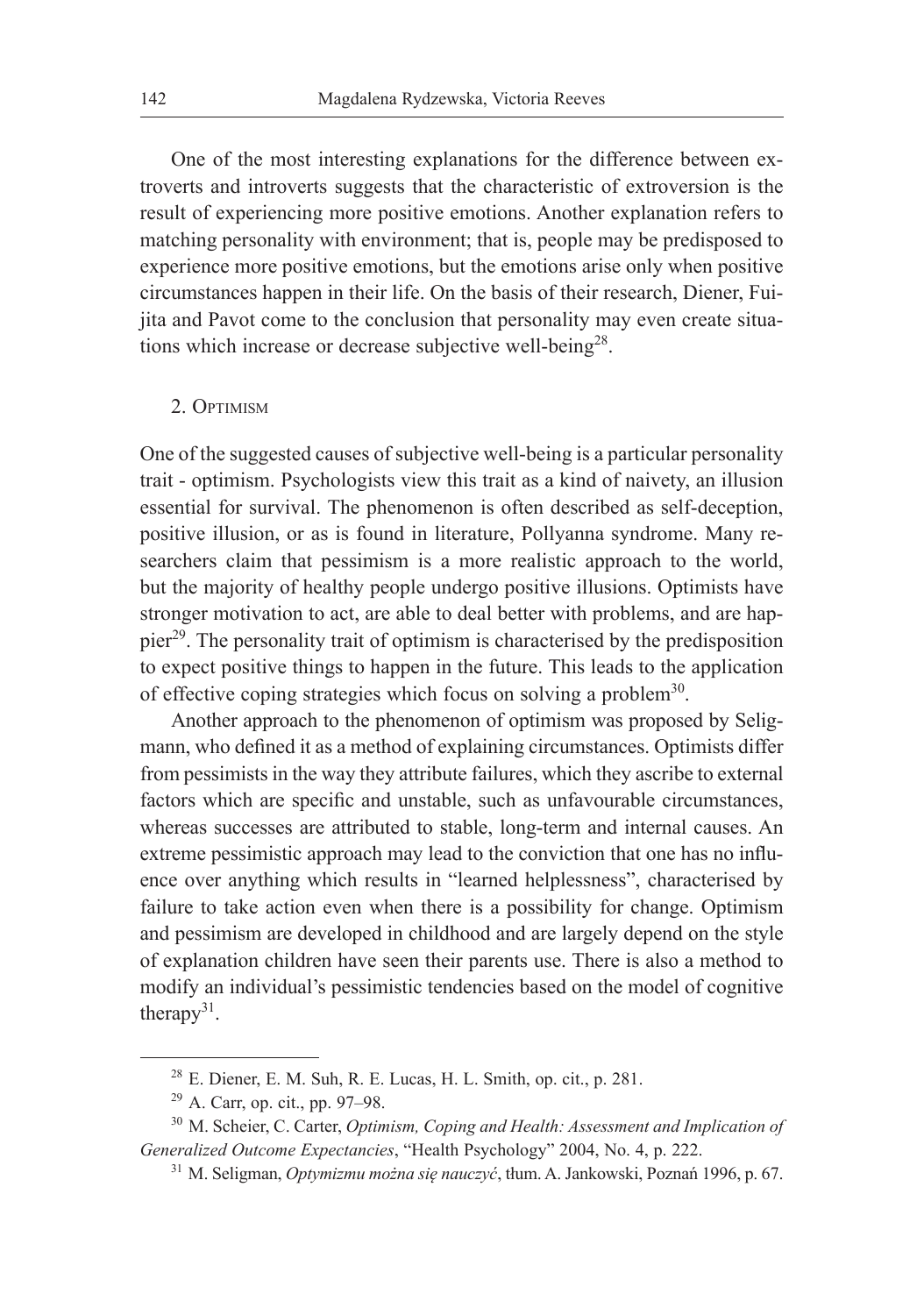One of the most interesting explanations for the difference between extroverts and introverts suggests that the characteristic of extroversion is the result of experiencing more positive emotions. Another explanation refers to matching personality with environment; that is, people may be predisposed to experience more positive emotions, but the emotions arise only when positive circumstances happen in their life. On the basis of their research, Diener, Fuijita and Pavot come to the conclusion that personality may even create situations which increase or decrease subjective well-being[28].

## 2. Optimism

One of the suggested causes of subjective well-being is a particular personality trait - optimism. Psychologists view this trait as a kind of naivety, an illusion essential for survival. The phenomenon is often described as self-deception, positive illusion, or as is found in literature, Pollyanna syndrome. Many researchers claim that pessimism is a more realistic approach to the world, but the majority of healthy people undergo positive illusions. Optimists have stronger motivation to act, are able to deal better with problems, and are happier[29]. The personality trait of optimism is characterised by the predisposition to expect positive things to happen in the future. This leads to the application of effective coping strategies which focus on solving a problem[30].

Another approach to the phenomenon of optimism was proposed by Seligmann, who defined it as a method of explaining circumstances. Optimists differ from pessimists in the way they attribute failures, which they ascribe to external factors which are specific and unstable, such as unfavourable circumstances, whereas successes are attributed to stable, long-term and internal causes. An extreme pessimistic approach may lead to the conviction that one has no influence over anything which results in "learned helplessness", characterised by failure to take action even when there is a possibility for change. Optimism and pessimism are developed in childhood and are largely depend on the style of explanation children have seen their parents use. There is also a method to modify an individual's pessimistic tendencies based on the model of cognitive therapy[31].

---

[28] E. Diener, E. M. Suh, R. E. Lucas, H. L. Smith, op. cit., p. 281.

[29] A. Carr, op. cit., pp. 97–98.

[30] M. Scheier, C. Carter, *Optimism, Coping and Health: Assessment and Implication of Generalized Outcome Expectancies*, "Health Psychology" 2004, No. 4, p. 222.

[31] M. Seligman, *Optymizmu można się nauczyć*, tłum. A. Jankowski, Poznań 1996, p. 67.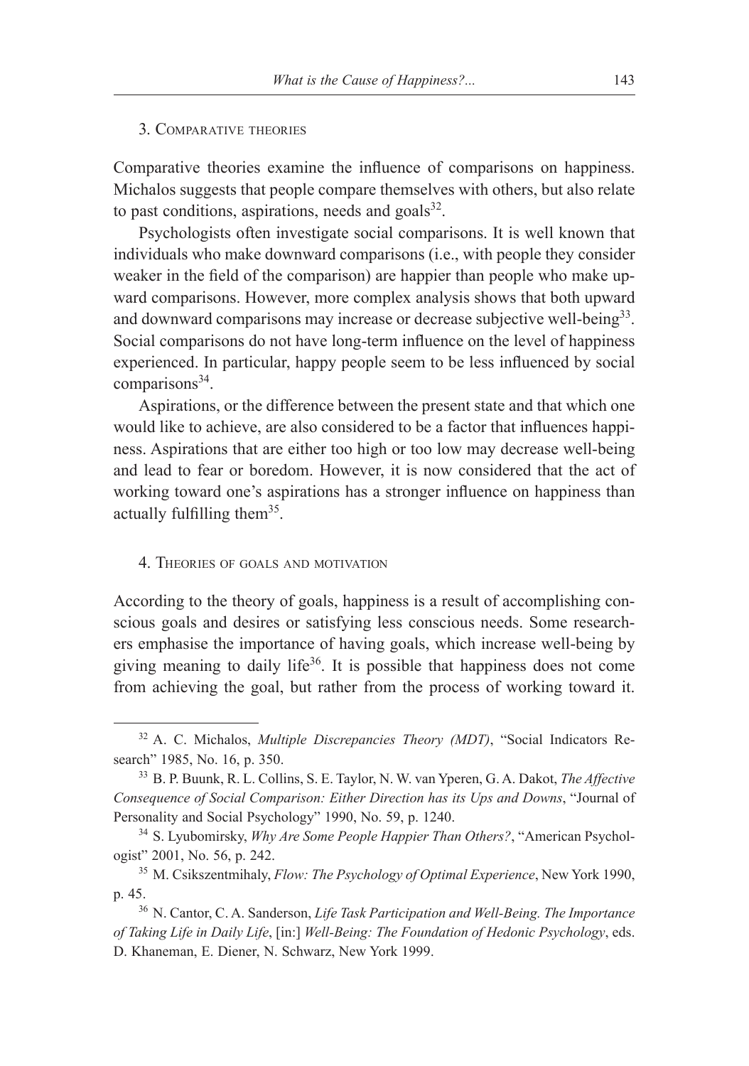### 3. Comparative theories

Comparative theories examine the influence of comparisons on happiness. Michalos suggests that people compare themselves with others, but also relate to past conditions, aspirations, needs and goals[32].

Psychologists often investigate social comparisons. It is well known that individuals who make downward comparisons (i.e., with people they consider weaker in the field of the comparison) are happier than people who make upward comparisons. However, more complex analysis shows that both upward and downward comparisons may increase or decrease subjective well-being[33]. Social comparisons do not have long-term influence on the level of happiness experienced. In particular, happy people seem to be less influenced by social comparisons[34].

Aspirations, or the difference between the present state and that which one would like to achieve, are also considered to be a factor that influences happiness. Aspirations that are either too high or too low may decrease well-being and lead to fear or boredom. However, it is now considered that the act of working toward one's aspirations has a stronger influence on happiness than actually fulfilling them[35].

### 4. Theories of goals and motivation

According to the theory of goals, happiness is a result of accomplishing conscious goals and desires or satisfying less conscious needs. Some researchers emphasise the importance of having goals, which increase well-being by giving meaning to daily life[36]. It is possible that happiness does not come from achieving the goal, but rather from the process of working toward it.

---

[32] A. C. Michalos, *Multiple Discrepancies Theory (MDT)*, "Social Indicators Research" 1985, No. 16, p. 350.

[33] B. P. Buunk, R. L. Collins, S. E. Taylor, N. W. van Yperen, G. A. Dakot, *The Affective Consequence of Social Comparison: Either Direction has its Ups and Downs*, "Journal of Personality and Social Psychology" 1990, No. 59, p. 1240.

[34] S. Lyubomirsky, *Why Are Some People Happier Than Others?*, "American Psychologist" 2001, No. 56, p. 242.

[35] M. Csikszentmihaly, *Flow: The Psychology of Optimal Experience*, New York 1990, p. 45.

[36] N. Cantor, C. A. Sanderson, *Life Task Participation and Well-Being. The Importance of Taking Life in Daily Life*, [in:] *Well-Being: The Foundation of Hedonic Psychology*, eds. D. Khaneman, E. Diener, N. Schwarz, New York 1999.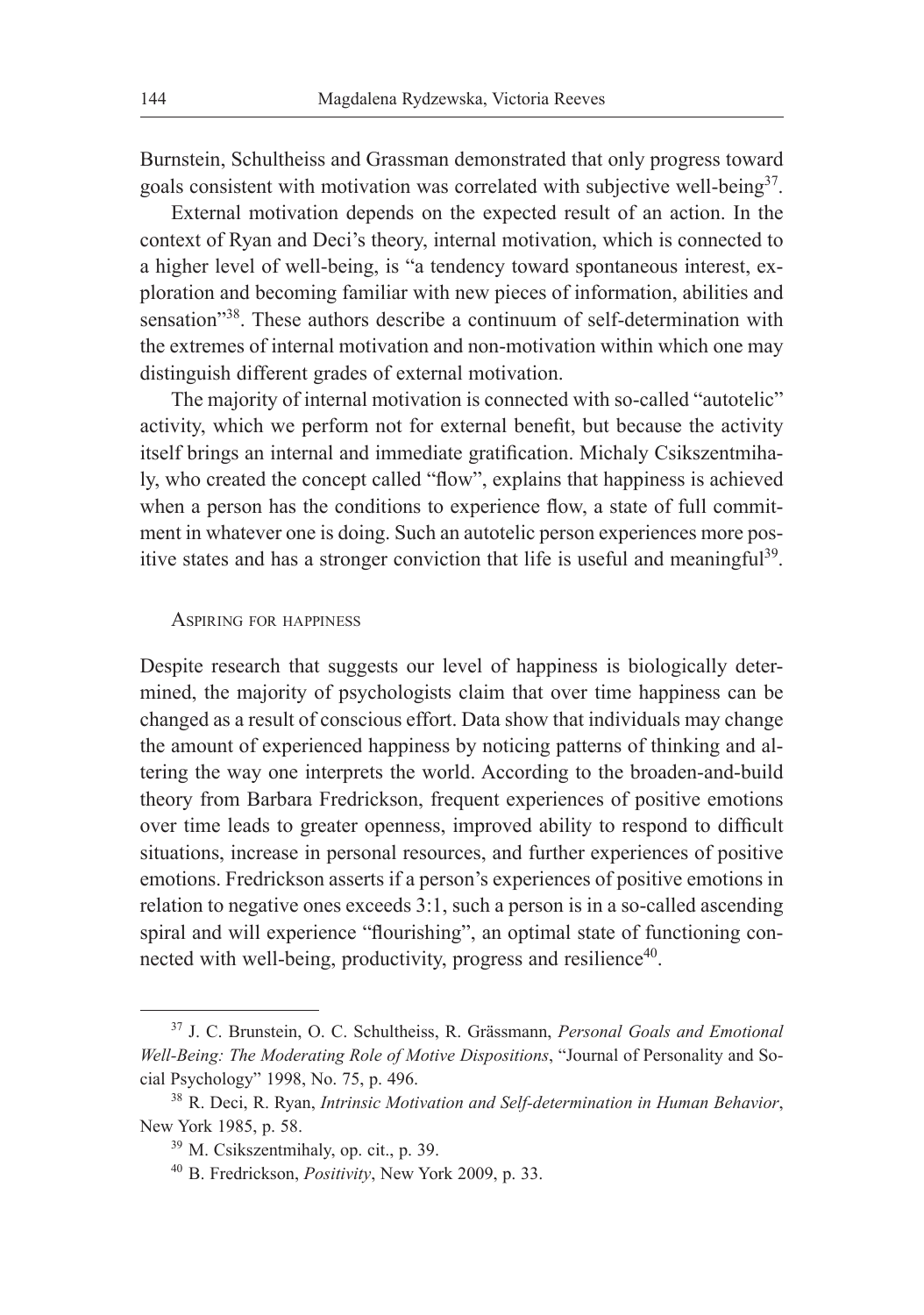Burnstein, Schultheiss and Grassman demonstrated that only progress toward goals consistent with motivation was correlated with subjective well-being[37].

External motivation depends on the expected result of an action. In the context of Ryan and Deci's theory, internal motivation, which is connected to a higher level of well-being, is "a tendency toward spontaneous interest, exploration and becoming familiar with new pieces of information, abilities and sensation"[38]. These authors describe a continuum of self-determination with the extremes of internal motivation and non-motivation within which one may distinguish different grades of external motivation.

The majority of internal motivation is connected with so-called "autotelic" activity, which we perform not for external benefit, but because the activity itself brings an internal and immediate gratification. Michaly Csikszentmihaly, who created the concept called "flow", explains that happiness is achieved when a person has the conditions to experience flow, a state of full commitment in whatever one is doing. Such an autotelic person experiences more positive states and has a stronger conviction that life is useful and meaningful[39].

## Aspiring for happiness

Despite research that suggests our level of happiness is biologically determined, the majority of psychologists claim that over time happiness can be changed as a result of conscious effort. Data show that individuals may change the amount of experienced happiness by noticing patterns of thinking and altering the way one interprets the world. According to the broaden-and-build theory from Barbara Fredrickson, frequent experiences of positive emotions over time leads to greater openness, improved ability to respond to difficult situations, increase in personal resources, and further experiences of positive emotions. Fredrickson asserts if a person's experiences of positive emotions in relation to negative ones exceeds 3:1, such a person is in a so-called ascending spiral and will experience "flourishing", an optimal state of functioning connected with well-being, productivity, progress and resilience[40].

---

[37] J. C. Brunstein, O. C. Schultheiss, R. Grässmann, *Personal Goals and Emotional Well-Being: The Moderating Role of Motive Dispositions*, "Journal of Personality and Social Psychology" 1998, No. 75, p. 496.

[38] R. Deci, R. Ryan, *Intrinsic Motivation and Self-determination in Human Behavior*, New York 1985, p. 58.

[39] M. Csikszentmihaly, op. cit., p. 39.

[40] B. Fredrickson, *Positivity*, New York 2009, p. 33.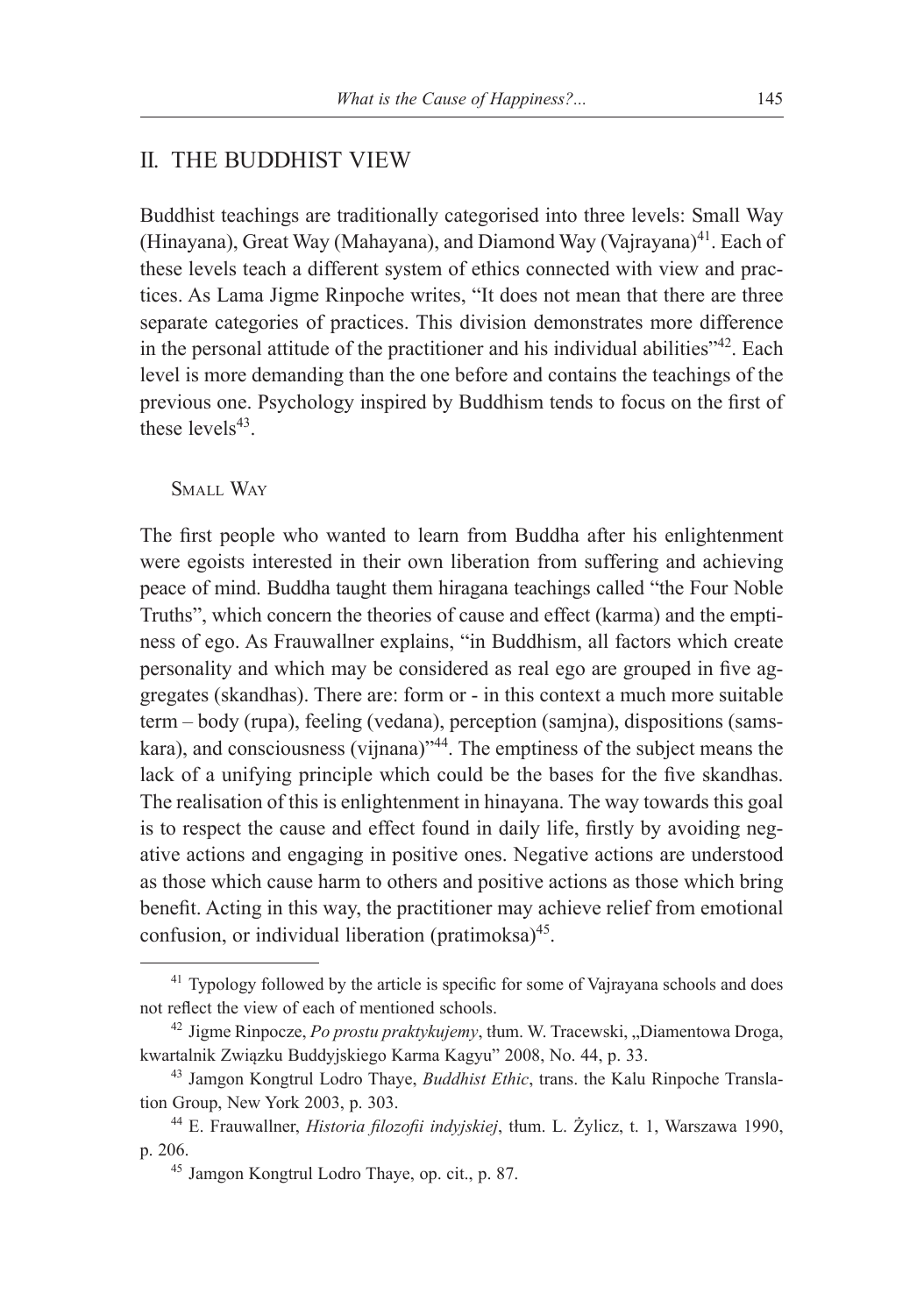## II. THE BUDDHIST VIEW

Buddhist teachings are traditionally categorised into three levels: Small Way (Hinayana), Great Way (Mahayana), and Diamond Way (Vajrayana)[41]. Each of these levels teach a different system of ethics connected with view and practices. As Lama Jigme Rinpoche writes, "It does not mean that there are three separate categories of practices. This division demonstrates more difference in the personal attitude of the practitioner and his individual abilities"[42]. Each level is more demanding than the one before and contains the teachings of the previous one. Psychology inspired by Buddhism tends to focus on the first of these levels[43].

### Small Way

The first people who wanted to learn from Buddha after his enlightenment were egoists interested in their own liberation from suffering and achieving peace of mind. Buddha taught them hiragana teachings called "the Four Noble Truths", which concern the theories of cause and effect (karma) and the emptiness of ego. As Frauwallner explains, "in Buddhism, all factors which create personality and which may be considered as real ego are grouped in five aggregates (skandhas). There are: form or - in this context a much more suitable term – body (rupa), feeling (vedana), perception (samjna), dispositions (samskara), and consciousness (vijnana)"[44]. The emptiness of the subject means the lack of a unifying principle which could be the bases for the five skandhas. The realisation of this is enlightenment in hinayana. The way towards this goal is to respect the cause and effect found in daily life, firstly by avoiding negative actions and engaging in positive ones. Negative actions are understood as those which cause harm to others and positive actions as those which bring benefit. Acting in this way, the practitioner may achieve relief from emotional confusion, or individual liberation (pratimoksa)[45].

---

[41] Typology followed by the article is specific for some of Vajrayana schools and does not reflect the view of each of mentioned schools.

[42] Jigme Rinpocze, *Po prostu praktykujemy*, tłum. W. Tracewski, „Diamentowa Droga, kwartalnik Związku Buddyjskiego Karma Kagyu" 2008, No. 44, p. 33.

[43] Jamgon Kongtrul Lodro Thaye, *Buddhist Ethic*, trans. the Kalu Rinpoche Translation Group, New York 2003, p. 303.

[44] E. Frauwallner, *Historia filozofii indyjskiej*, tłum. L. Żylicz, t. 1, Warszawa 1990, p. 206.

[45] Jamgon Kongtrul Lodro Thaye, op. cit., p. 87.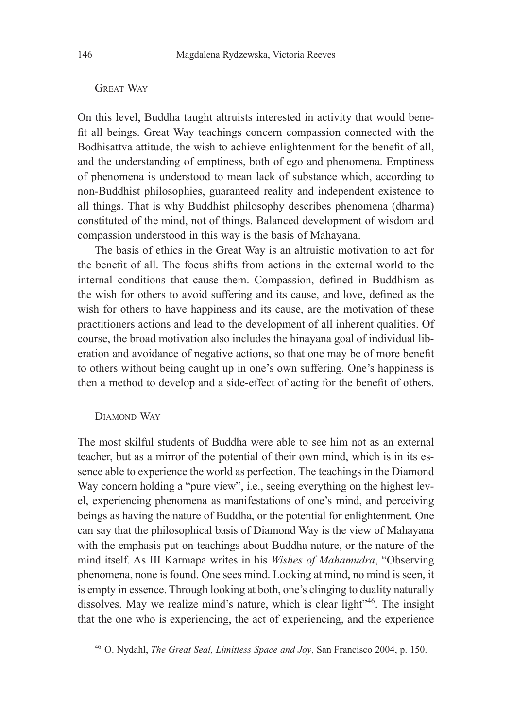### Great Way

On this level, Buddha taught altruists interested in activity that would benefit all beings. Great Way teachings concern compassion connected with the Bodhisattva attitude, the wish to achieve enlightenment for the benefit of all, and the understanding of emptiness, both of ego and phenomena. Emptiness of phenomena is understood to mean lack of substance which, according to non-Buddhist philosophies, guaranteed reality and independent existence to all things. That is why Buddhist philosophy describes phenomena (dharma) constituted of the mind, not of things. Balanced development of wisdom and compassion understood in this way is the basis of Mahayana.

The basis of ethics in the Great Way is an altruistic motivation to act for the benefit of all. The focus shifts from actions in the external world to the internal conditions that cause them. Compassion, defined in Buddhism as the wish for others to avoid suffering and its cause, and love, defined as the wish for others to have happiness and its cause, are the motivation of these practitioners actions and lead to the development of all inherent qualities. Of course, the broad motivation also includes the hinayana goal of individual liberation and avoidance of negative actions, so that one may be of more benefit to others without being caught up in one's own suffering. One's happiness is then a method to develop and a side-effect of acting for the benefit of others.

### Diamond Way

The most skilful students of Buddha were able to see him not as an external teacher, but as a mirror of the potential of their own mind, which is in its essence able to experience the world as perfection. The teachings in the Diamond Way concern holding a "pure view", i.e., seeing everything on the highest level, experiencing phenomena as manifestations of one's mind, and perceiving beings as having the nature of Buddha, or the potential for enlightenment. One can say that the philosophical basis of Diamond Way is the view of Mahayana with the emphasis put on teachings about Buddha nature, or the nature of the mind itself. As III Karmapa writes in his *Wishes of Mahamudra*, "Observing phenomena, none is found. One sees mind. Looking at mind, no mind is seen, it is empty in essence. Through looking at both, one's clinging to duality naturally dissolves. May we realize mind's nature, which is clear light"[46]. The insight that the one who is experiencing, the act of experiencing, and the experience

[46] O. Nydahl, *The Great Seal, Limitless Space and Joy*, San Francisco 2004, p. 150.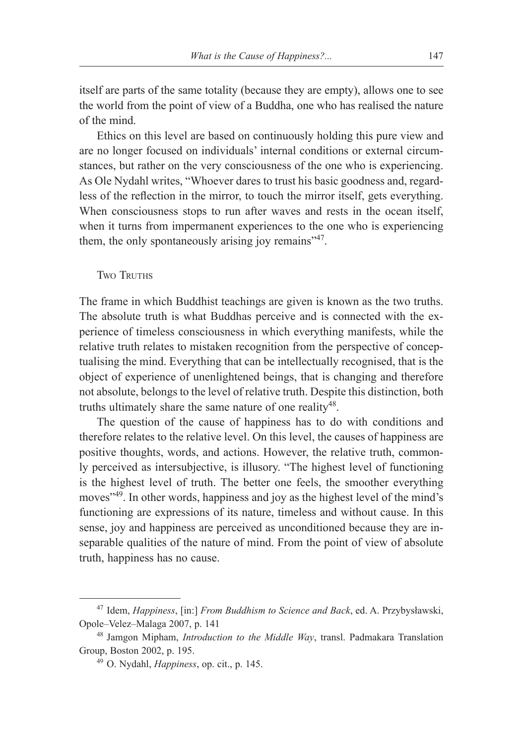itself are parts of the same totality (because they are empty), allows one to see the world from the point of view of a Buddha, one who has realised the nature of the mind.

Ethics on this level are based on continuously holding this pure view and are no longer focused on individuals' internal conditions or external circumstances, but rather on the very consciousness of the one who is experiencing. As Ole Nydahl writes, "Whoever dares to trust his basic goodness and, regardless of the reflection in the mirror, to touch the mirror itself, gets everything. When consciousness stops to run after waves and rests in the ocean itself, when it turns from impermanent experiences to the one who is experiencing them, the only spontaneously arising joy remains"[47].

## Two Truths

The frame in which Buddhist teachings are given is known as the two truths. The absolute truth is what Buddhas perceive and is connected with the experience of timeless consciousness in which everything manifests, while the relative truth relates to mistaken recognition from the perspective of conceptualising the mind. Everything that can be intellectually recognised, that is the object of experience of unenlightened beings, that is changing and therefore not absolute, belongs to the level of relative truth. Despite this distinction, both truths ultimately share the same nature of one reality[48].

The question of the cause of happiness has to do with conditions and therefore relates to the relative level. On this level, the causes of happiness are positive thoughts, words, and actions. However, the relative truth, commonly perceived as intersubjective, is illusory. "The highest level of functioning is the highest level of truth. The better one feels, the smoother everything moves"[49]. In other words, happiness and joy as the highest level of the mind's functioning are expressions of its nature, timeless and without cause. In this sense, joy and happiness are perceived as unconditioned because they are inseparable qualities of the nature of mind. From the point of view of absolute truth, happiness has no cause.

---

[47] Idem, *Happiness*, [in:] *From Buddhism to Science and Back*, ed. A. Przybysławski, Opole–Velez–Malaga 2007, p. 141

[48] Jamgon Mipham, *Introduction to the Middle Way*, transl. Padmakara Translation Group, Boston 2002, p. 195.

[49] O. Nydahl, *Happiness*, op. cit., p. 145.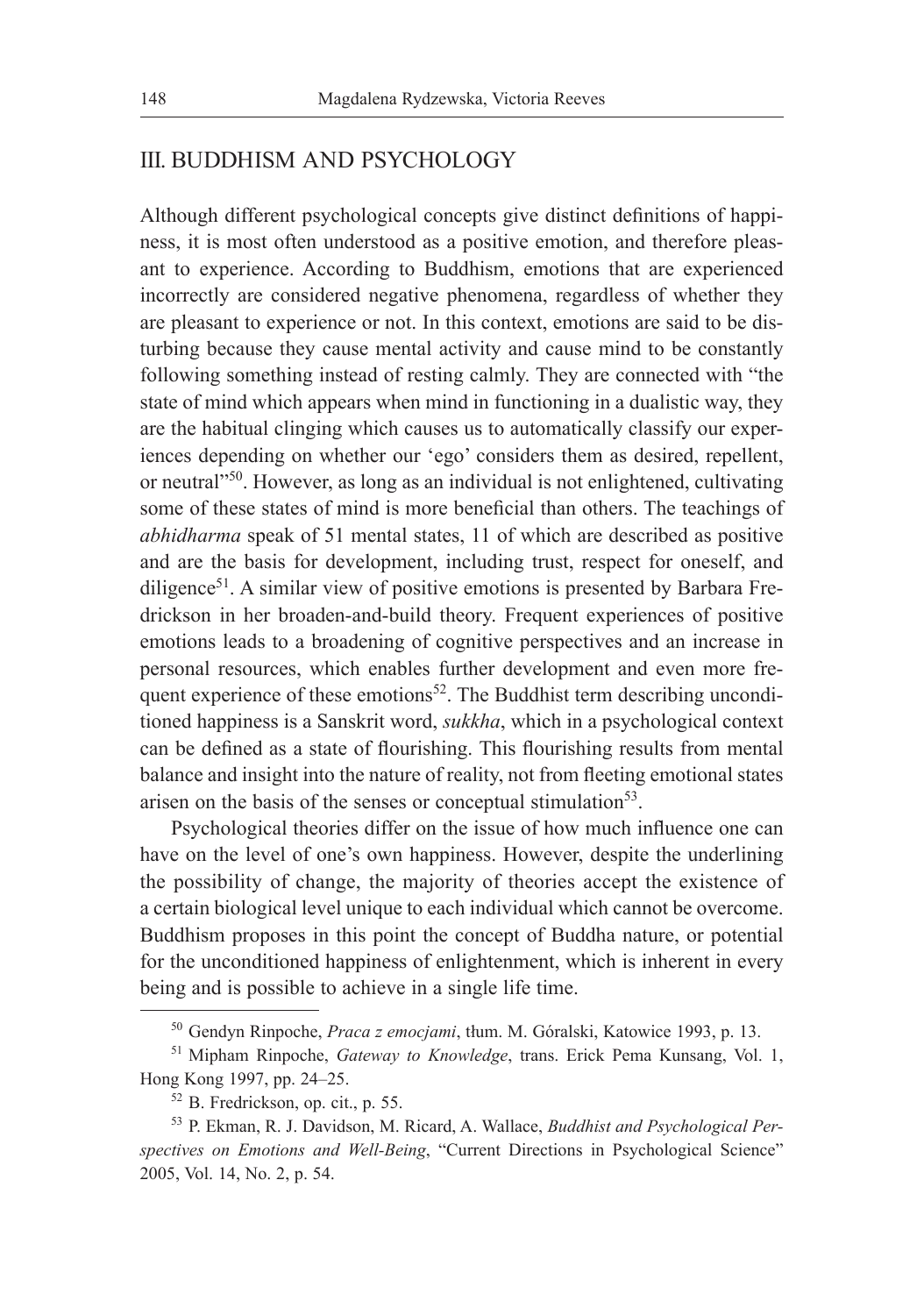## III. BUDDHISM AND PSYCHOLOGY

Although different psychological concepts give distinct definitions of happiness, it is most often understood as a positive emotion, and therefore pleasant to experience. According to Buddhism, emotions that are experienced incorrectly are considered negative phenomena, regardless of whether they are pleasant to experience or not. In this context, emotions are said to be disturbing because they cause mental activity and cause mind to be constantly following something instead of resting calmly. They are connected with "the state of mind which appears when mind in functioning in a dualistic way, they are the habitual clinging which causes us to automatically classify our experiences depending on whether our 'ego' considers them as desired, repellent, or neutral"[50]. However, as long as an individual is not enlightened, cultivating some of these states of mind is more beneficial than others. The teachings of *abhidharma* speak of 51 mental states, 11 of which are described as positive and are the basis for development, including trust, respect for oneself, and diligence[51]. A similar view of positive emotions is presented by Barbara Fredrickson in her broaden-and-build theory. Frequent experiences of positive emotions leads to a broadening of cognitive perspectives and an increase in personal resources, which enables further development and even more frequent experience of these emotions[52]. The Buddhist term describing unconditioned happiness is a Sanskrit word, *sukkha*, which in a psychological context can be defined as a state of flourishing. This flourishing results from mental balance and insight into the nature of reality, not from fleeting emotional states arisen on the basis of the senses or conceptual stimulation[53].

Psychological theories differ on the issue of how much influence one can have on the level of one's own happiness. However, despite the underlining the possibility of change, the majority of theories accept the existence of a certain biological level unique to each individual which cannot be overcome. Buddhism proposes in this point the concept of Buddha nature, or potential for the unconditioned happiness of enlightenment, which is inherent in every being and is possible to achieve in a single life time.

---

[50] Gendyn Rinpoche, *Praca z emocjami*, tłum. M. Góralski, Katowice 1993, p. 13.

[51] Mipham Rinpoche, *Gateway to Knowledge*, trans. Erick Pema Kunsang, Vol. 1, Hong Kong 1997, pp. 24–25.

[52] B. Fredrickson, op. cit., p. 55.

[53] P. Ekman, R. J. Davidson, M. Ricard, A. Wallace, *Buddhist and Psychological Perspectives on Emotions and Well-Being*, "Current Directions in Psychological Science" 2005, Vol. 14, No. 2, p. 54.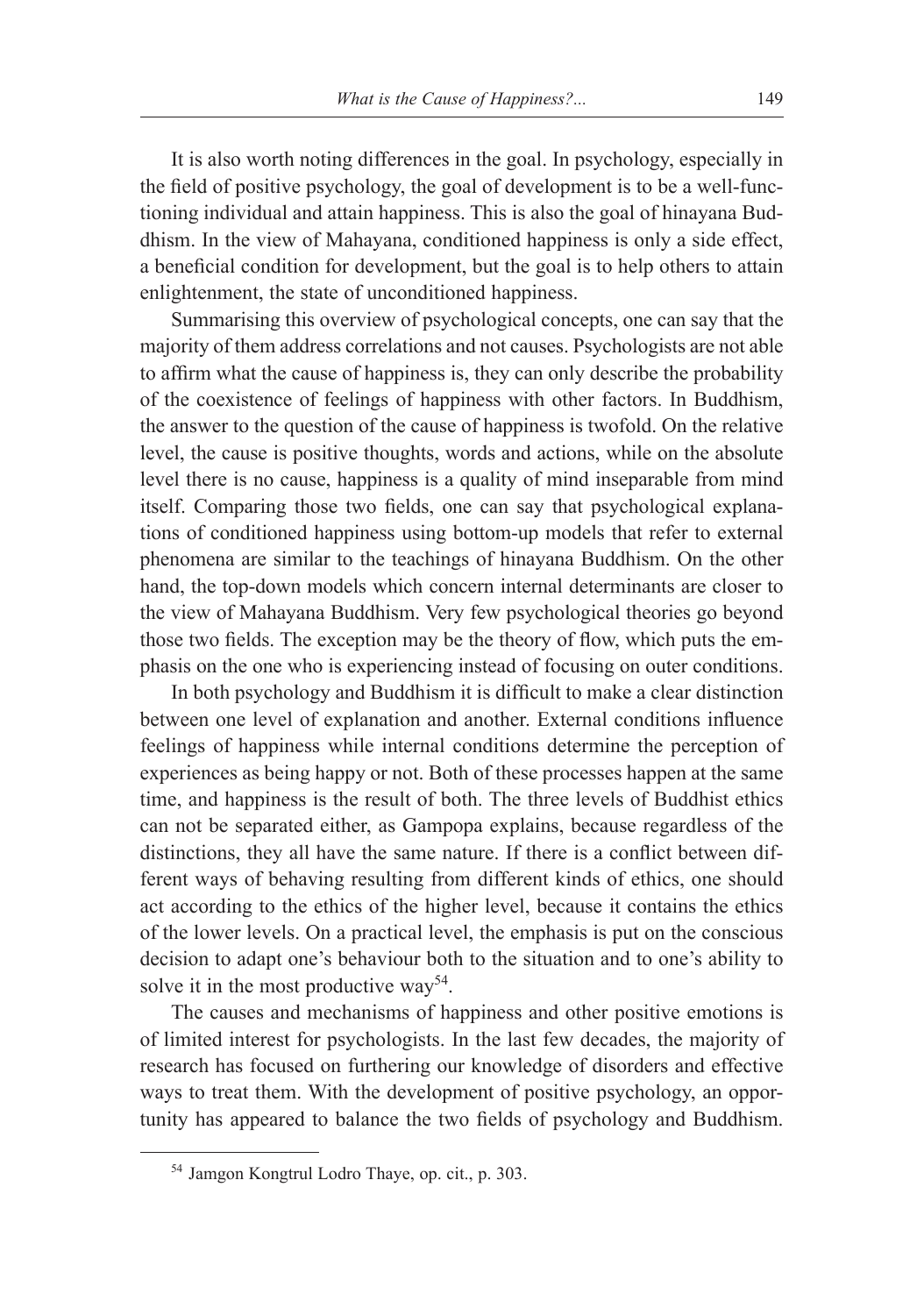It is also worth noting differences in the goal. In psychology, especially in the field of positive psychology, the goal of development is to be a well-functioning individual and attain happiness. This is also the goal of hinayana Buddhism. In the view of Mahayana, conditioned happiness is only a side effect, a beneficial condition for development, but the goal is to help others to attain enlightenment, the state of unconditioned happiness.

Summarising this overview of psychological concepts, one can say that the majority of them address correlations and not causes. Psychologists are not able to affirm what the cause of happiness is, they can only describe the probability of the coexistence of feelings of happiness with other factors. In Buddhism, the answer to the question of the cause of happiness is twofold. On the relative level, the cause is positive thoughts, words and actions, while on the absolute level there is no cause, happiness is a quality of mind inseparable from mind itself. Comparing those two fields, one can say that psychological explanations of conditioned happiness using bottom-up models that refer to external phenomena are similar to the teachings of hinayana Buddhism. On the other hand, the top-down models which concern internal determinants are closer to the view of Mahayana Buddhism. Very few psychological theories go beyond those two fields. The exception may be the theory of flow, which puts the emphasis on the one who is experiencing instead of focusing on outer conditions.

In both psychology and Buddhism it is difficult to make a clear distinction between one level of explanation and another. External conditions influence feelings of happiness while internal conditions determine the perception of experiences as being happy or not. Both of these processes happen at the same time, and happiness is the result of both. The three levels of Buddhist ethics can not be separated either, as Gampopa explains, because regardless of the distinctions, they all have the same nature. If there is a conflict between different ways of behaving resulting from different kinds of ethics, one should act according to the ethics of the higher level, because it contains the ethics of the lower levels. On a practical level, the emphasis is put on the conscious decision to adapt one's behaviour both to the situation and to one's ability to solve it in the most productive way[54].

The causes and mechanisms of happiness and other positive emotions is of limited interest for psychologists. In the last few decades, the majority of research has focused on furthering our knowledge of disorders and effective ways to treat them. With the development of positive psychology, an opportunity has appeared to balance the two fields of psychology and Buddhism.

[54] Jamgon Kongtrul Lodro Thaye, op. cit., p. 303.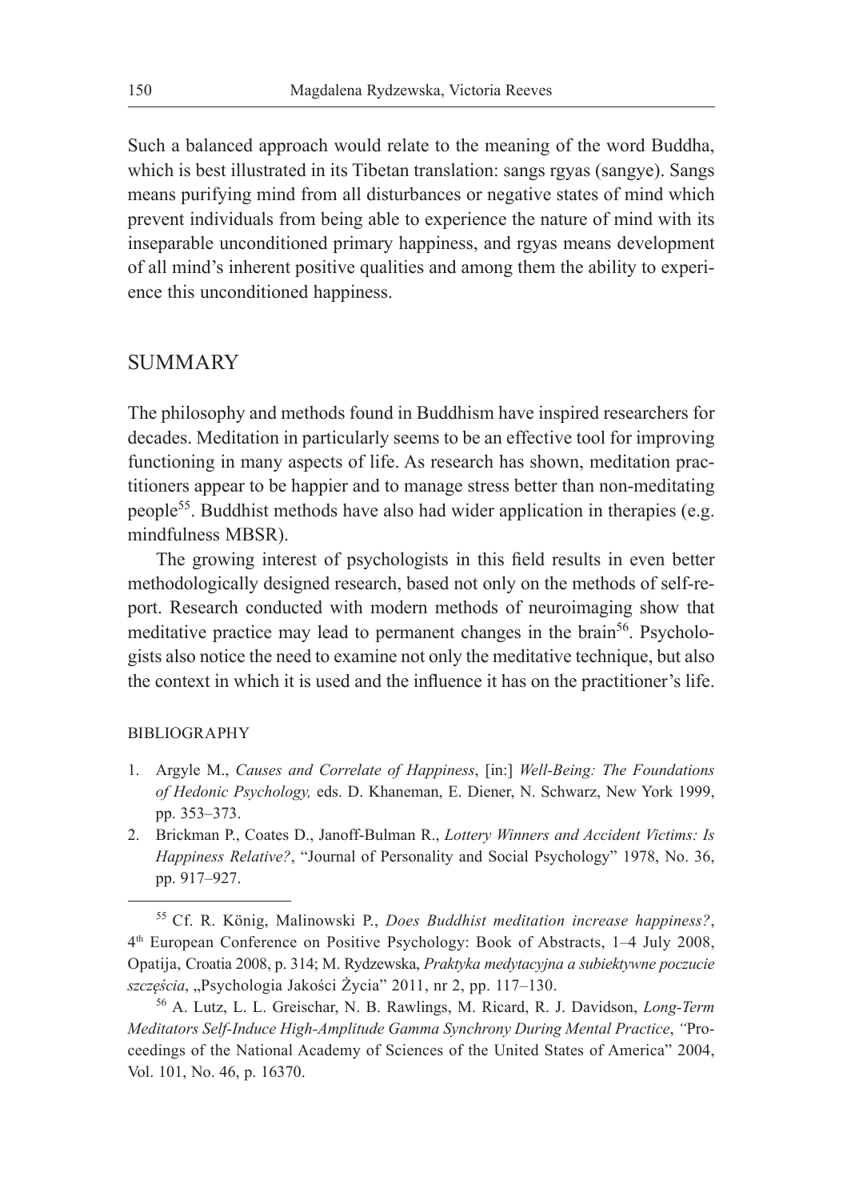Such a balanced approach would relate to the meaning of the word Buddha, which is best illustrated in its Tibetan translation: sangs rgyas (sangye). Sangs means purifying mind from all disturbances or negative states of mind which prevent individuals from being able to experience the nature of mind with its inseparable unconditioned primary happiness, and rgyas means development of all mind's inherent positive qualities and among them the ability to experience this unconditioned happiness.

## SUMMARY

The philosophy and methods found in Buddhism have inspired researchers for decades. Meditation in particularly seems to be an effective tool for improving functioning in many aspects of life. As research has shown, meditation practitioners appear to be happier and to manage stress better than non-meditating people[55]. Buddhist methods have also had wider application in therapies (e.g. mindfulness MBSR).

The growing interest of psychologists in this field results in even better methodologically designed research, based not only on the methods of self-report. Research conducted with modern methods of neuroimaging show that meditative practice may lead to permanent changes in the brain[56]. Psychologists also notice the need to examine not only the meditative technique, but also the context in which it is used and the influence it has on the practitioner's life.

### BIBLIOGRAPHY

1. Argyle M., *Causes and Correlate of Happiness*, [in:] *Well-Being: The Foundations of Hedonic Psychology,* eds. D. Khaneman, E. Diener, N. Schwarz, New York 1999, pp. 353–373.
2. Brickman P., Coates D., Janoff-Bulman R., *Lottery Winners and Accident Victims: Is Happiness Relative?*, "Journal of Personality and Social Psychology" 1978, No. 36, pp. 917–927.

---

[55] Cf. R. König, Malinowski P., *Does Buddhist meditation increase happiness?*, 4th European Conference on Positive Psychology: Book of Abstracts, 1–4 July 2008, Opatija, Croatia 2008, p. 314; M. Rydzewska, *Praktyka medytacyjna a subiektywne poczucie szczęścia*, „Psychologia Jakości Życia" 2011, nr 2, pp. 117–130.

[56] A. Lutz, L. L. Greischar, N. B. Rawlings, M. Ricard, R. J. Davidson, *Long-Term Meditators Self-Induce High-Amplitude Gamma Synchrony During Mental Practice*, "Proceedings of the National Academy of Sciences of the United States of America" 2004, Vol. 101, No. 46, p. 16370.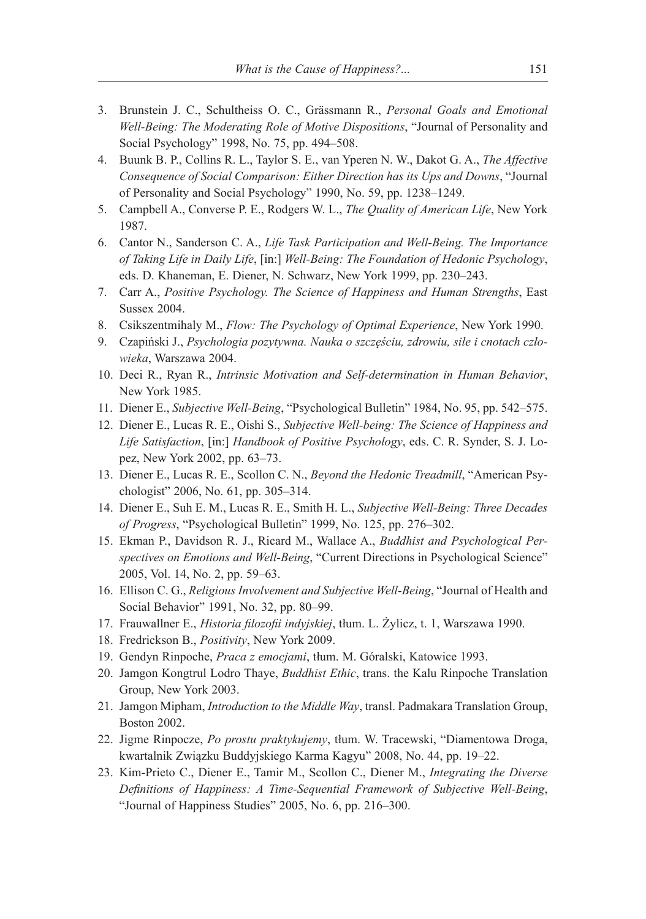3. Brunstein J. C., Schultheiss O. C., Grässmann R., *Personal Goals and Emotional Well-Being: The Moderating Role of Motive Dispositions*, "Journal of Personality and Social Psychology" 1998, No. 75, pp. 494–508.
4. Buunk B. P., Collins R. L., Taylor S. E., van Yperen N. W., Dakot G. A., *The Affective Consequence of Social Comparison: Either Direction has its Ups and Downs*, "Journal of Personality and Social Psychology" 1990, No. 59, pp. 1238–1249.
5. Campbell A., Converse P. E., Rodgers W. L., *The Quality of American Life*, New York 1987.
6. Cantor N., Sanderson C. A., *Life Task Participation and Well-Being. The Importance of Taking Life in Daily Life*, [in:] *Well-Being: The Foundation of Hedonic Psychology*, eds. D. Khaneman, E. Diener, N. Schwarz, New York 1999, pp. 230–243.
7. Carr A., *Positive Psychology. The Science of Happiness and Human Strengths*, East Sussex 2004.
8. Csikszentmihaly M., *Flow: The Psychology of Optimal Experience*, New York 1990.
9. Czapiński J., *Psychologia pozytywna. Nauka o szczęściu, zdrowiu, sile i cnotach człowieka*, Warszawa 2004.
10. Deci R., Ryan R., *Intrinsic Motivation and Self-determination in Human Behavior*, New York 1985.
11. Diener E., *Subjective Well-Being*, "Psychological Bulletin" 1984, No. 95, pp. 542–575.
12. Diener E., Lucas R. E., Oishi S., *Subjective Well-being: The Science of Happiness and Life Satisfaction*, [in:] *Handbook of Positive Psychology*, eds. C. R. Synder, S. J. Lopez, New York 2002, pp. 63–73.
13. Diener E., Lucas R. E., Scollon C. N., *Beyond the Hedonic Treadmill*, "American Psychologist" 2006, No. 61, pp. 305–314.
14. Diener E., Suh E. M., Lucas R. E., Smith H. L., *Subjective Well-Being: Three Decades of Progress*, "Psychological Bulletin" 1999, No. 125, pp. 276–302.
15. Ekman P., Davidson R. J., Ricard M., Wallace A., *Buddhist and Psychological Perspectives on Emotions and Well-Being*, "Current Directions in Psychological Science" 2005, Vol. 14, No. 2, pp. 59–63.
16. Ellison C. G., *Religious Involvement and Subjective Well-Being*, "Journal of Health and Social Behavior" 1991, No. 32, pp. 80–99.
17. Frauwallner E., *Historia filozofii indyjskiej*, tłum. L. Żylicz, t. 1, Warszawa 1990.
18. Fredrickson B., *Positivity*, New York 2009.
19. Gendyn Rinpoche, *Praca z emocjami*, tłum. M. Góralski, Katowice 1993.
20. Jamgon Kongtrul Lodro Thaye, *Buddhist Ethic*, trans. the Kalu Rinpoche Translation Group, New York 2003.
21. Jamgon Mipham, *Introduction to the Middle Way*, transl. Padmakara Translation Group, Boston 2002.
22. Jigme Rinpocze, *Po prostu praktykujemy*, tłum. W. Tracewski, "Diamentowa Droga, kwartalnik Związku Buddyjskiego Karma Kagyu" 2008, No. 44, pp. 19–22.
23. Kim-Prieto C., Diener E., Tamir M., Scollon C., Diener M., *Integrating the Diverse Definitions of Happiness: A Time-Sequential Framework of Subjective Well-Being*, "Journal of Happiness Studies" 2005, No. 6, pp. 216–300.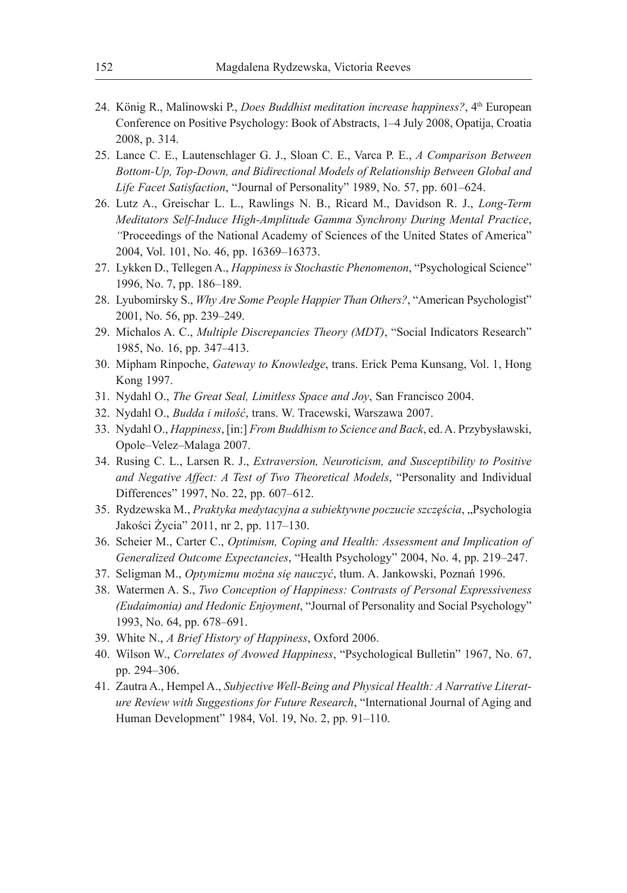24. König R., Malinowski P., *Does Buddhist meditation increase happiness?*, 4th European Conference on Positive Psychology: Book of Abstracts, 1–4 July 2008, Opatija, Croatia 2008, p. 314.
25. Lance C. E., Lautenschlager G. J., Sloan C. E., Varca P. E., *A Comparison Between Bottom-Up, Top-Down, and Bidirectional Models of Relationship Between Global and Life Facet Satisfaction*, "Journal of Personality" 1989, No. 57, pp. 601–624.
26. Lutz A., Greischar L. L., Rawlings N. B., Ricard M., Davidson R. J., *Long-Term Meditators Self-Induce High-Amplitude Gamma Synchrony During Mental Practice*, "Proceedings of the National Academy of Sciences of the United States of America" 2004, Vol. 101, No. 46, pp. 16369–16373.
27. Lykken D., Tellegen A., *Happiness is Stochastic Phenomenon*, "Psychological Science" 1996, No. 7, pp. 186–189.
28. Lyubomirsky S., *Why Are Some People Happier Than Others?*, "American Psychologist" 2001, No. 56, pp. 239–249.
29. Michalos A. C., *Multiple Discrepancies Theory (MDT)*, "Social Indicators Research" 1985, No. 16, pp. 347–413.
30. Mipham Rinpoche, *Gateway to Knowledge*, trans. Erick Pema Kunsang, Vol. 1, Hong Kong 1997.
31. Nydahl O., *The Great Seal, Limitless Space and Joy*, San Francisco 2004.
32. Nydahl O., *Budda i miłość*, trans. W. Tracewski, Warszawa 2007.
33. Nydahl O., *Happiness*, [in:] *From Buddhism to Science and Back*, ed. A. Przybysławski, Opole–Velez–Malaga 2007.
34. Rusing C. L., Larsen R. J., *Extraversion, Neuroticism, and Susceptibility to Positive and Negative Affect: A Test of Two Theoretical Models*, "Personality and Individual Differences" 1997, No. 22, pp. 607–612.
35. Rydzewska M., *Praktyka medytacyjna a subiektywne poczucie szczęścia*, „Psychologia Jakości Życia" 2011, nr 2, pp. 117–130.
36. Scheier M., Carter C., *Optimism, Coping and Health: Assessment and Implication of Generalized Outcome Expectancies*, "Health Psychology" 2004, No. 4, pp. 219–247.
37. Seligman M., *Optymizmu można się nauczyć*, tłum. A. Jankowski, Poznań 1996.
38. Watermen A. S., *Two Conception of Happiness: Contrasts of Personal Expressiveness (Eudaimonia) and Hedonic Enjoyment*, "Journal of Personality and Social Psychology" 1993, No. 64, pp. 678–691.
39. White N., *A Brief History of Happiness*, Oxford 2006.
40. Wilson W., *Correlates of Avowed Happiness*, "Psychological Bulletin" 1967, No. 67, pp. 294–306.
41. Zautra A., Hempel A., *Subjective Well-Being and Physical Health: A Narrative Literature Review with Suggestions for Future Research*, "International Journal of Aging and Human Development" 1984, Vol. 19, No. 2, pp. 91–110.